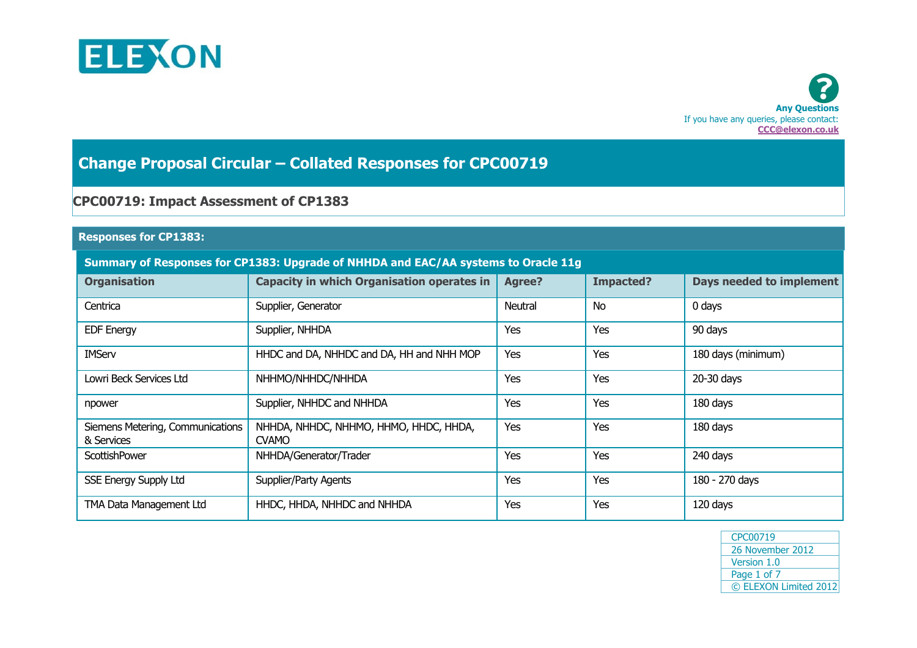ELEXON

**Any Questions**
If you have any queries, please contact:
**CCC@elexon.co.uk**

# Change Proposal Circular – Collated Responses for CPC00719

## CPC00719: Impact Assessment of CP1383

### Responses for CP1383:

| Summary of Responses for CP1383: Upgrade of NHHDA and EAC/AA systems to Oracle 11g | | | | |
|---|---|---|---|---|
| **Organisation** | **Capacity in which Organisation operates in** | **Agree?** | **Impacted?** | **Days needed to implement** |
| Centrica | Supplier, Generator | Neutral | No | 0 days |
| EDF Energy | Supplier, NHHDA | Yes | Yes | 90 days |
| IMServ | HHDC and DA, NHHDC and DA, HH and NHH MOP | Yes | Yes | 180 days (minimum) |
| Lowri Beck Services Ltd | NHHMO/NHHDC/NHHDA | Yes | Yes | 20-30 days |
| npower | Supplier, NHHDC and NHHDA | Yes | Yes | 180 days |
| Siemens Metering, Communications & Services | NHHDA, NHHDC, NHHMO, HHMO, HHDC, HHDA, CVAMO | Yes | Yes | 180 days |
| ScottishPower | NHHDA/Generator/Trader | Yes | Yes | 240 days |
| SSE Energy Supply Ltd | Supplier/Party Agents | Yes | Yes | 180 - 270 days |
| TMA Data Management Ltd | HHDC, HHDA, NHHDC and NHHDA | Yes | Yes | 120 days |

CPC00719
26 November 2012
Version 1.0
© ELEXON Limited 2012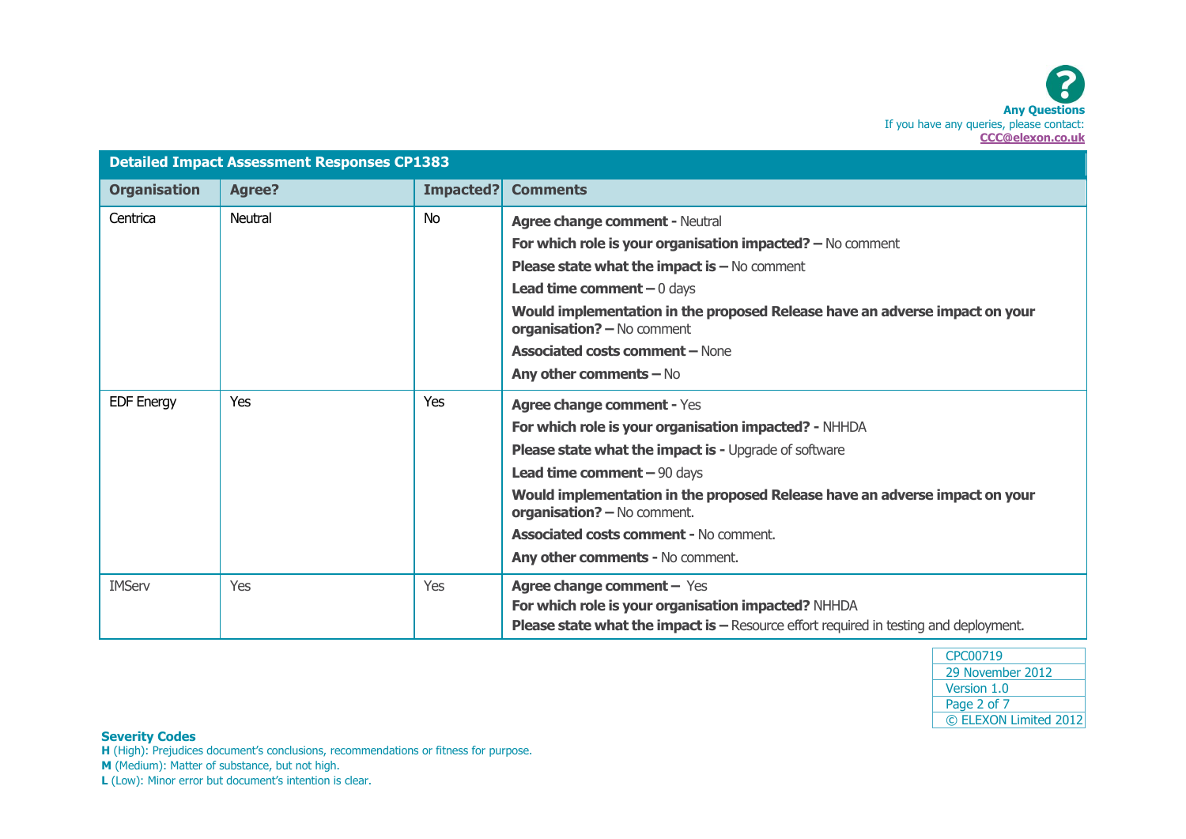**Any Questions**
If you have any queries, please contact:
**CCC@elexon.co.uk**

| Detailed Impact Assessment Responses CP1383 | | | |
|---|---|---|---|
| **Organisation** | **Agree?** | **Impacted?** | **Comments** |
| Centrica | Neutral | No | **Agree change comment -** Neutral<br>**For which role is your organisation impacted? –** No comment<br>**Please state what the impact is –** No comment<br>**Lead time comment –** 0 days<br>**Would implementation in the proposed Release have an adverse impact on your organisation? –** No comment<br>**Associated costs comment –** None<br>**Any other comments –** No |
| EDF Energy | Yes | Yes | **Agree change comment -** Yes<br>**For which role is your organisation impacted? -** NHHDA<br>**Please state what the impact is -** Upgrade of software<br>**Lead time comment –** 90 days<br>**Would implementation in the proposed Release have an adverse impact on your organisation? –** No comment.<br>**Associated costs comment -** No comment.<br>**Any other comments -** No comment. |
| IMServ | Yes | Yes | **Agree change comment –** Yes<br>**For which role is your organisation impacted?** NHHDA<br>**Please state what the impact is –** Resource effort required in testing and deployment. |

**Severity Codes**
**H** (High): Prejudices document's conclusions, recommendations or fitness for purpose.
**M** (Medium): Matter of substance, but not high.
**L** (Low): Minor error but document's intention is clear.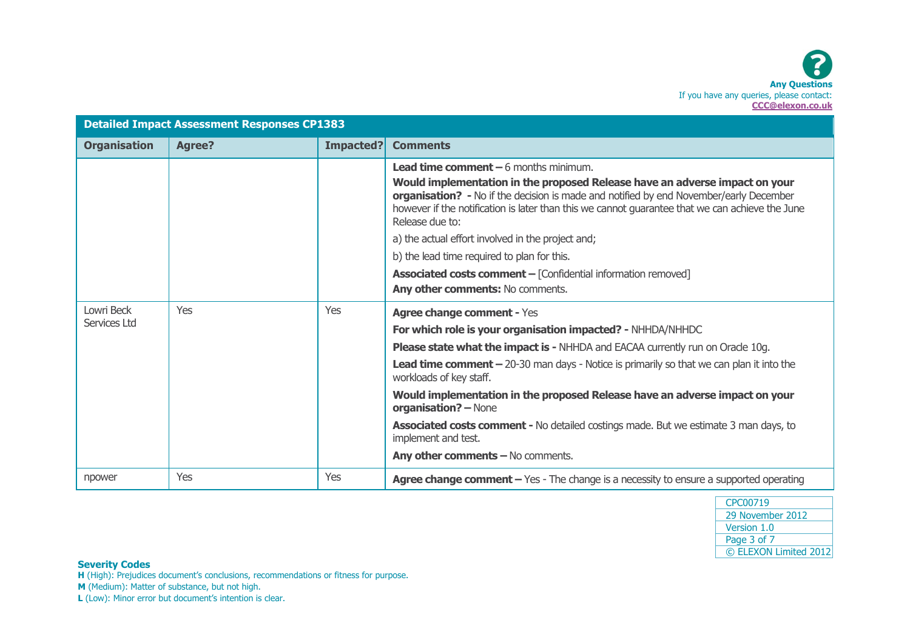## Detailed Impact Assessment Responses CP1383

| Organisation | Agree? | Impacted? | Comments |
|---|---|---|---|
| | | | **Lead time comment –** 6 months minimum.<br>**Would implementation in the proposed Release have an adverse impact on your organisation? -** No if the decision is made and notified by end November/early December however if the notification is later than this we cannot guarantee that we can achieve the June Release due to:<br>a) the actual effort involved in the project and;<br>b) the lead time required to plan for this.<br>**Associated costs comment –** [Confidential information removed]<br>**Any other comments:** No comments. |
| Lowri Beck Services Ltd | Yes | Yes | **Agree change comment -** Yes<br>**For which role is your organisation impacted? -** NHHDA/NHHDC<br>**Please state what the impact is -** NHHDA and EACAA currently run on Oracle 10g.<br>**Lead time comment –** 20-30 man days - Notice is primarily so that we can plan it into the workloads of key staff.<br>**Would implementation in the proposed Release have an adverse impact on your organisation? –** None<br>**Associated costs comment -** No detailed costings made. But we estimate 3 man days, to implement and test.<br>**Any other comments –** No comments. |
| npower | Yes | Yes | **Agree change comment –** Yes - The change is a necessity to ensure a supported operating |

**Any Questions**
If you have any queries, please contact:
CCC@elexon.co.uk

CPC00719
29 November 2012
Version 1.0

**Severity Codes**
**H** (High): Prejudices document's conclusions, recommendations or fitness for purpose.
**M** (Medium): Matter of substance, but not high.
**L** (Low): Minor error but document's intention is clear.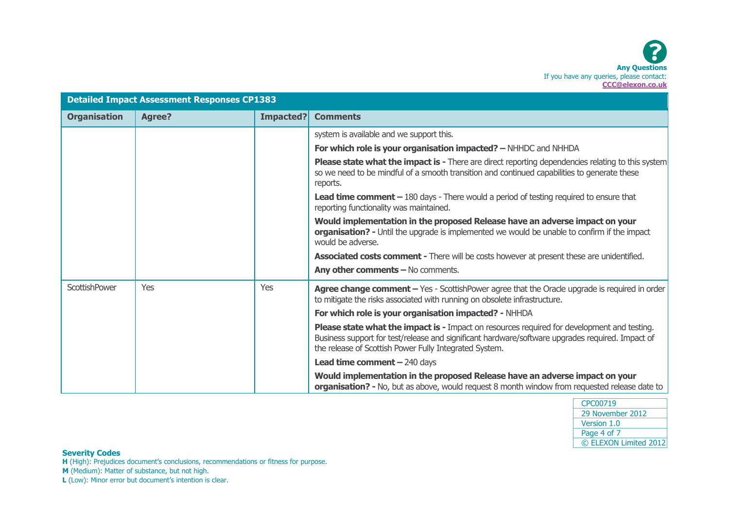Any Questions
If you have any queries, please contact:
**CCC@elexon.co.uk**

| Detailed Impact Assessment Responses CP1383 | | | |
|---|---|---|---|
| **Organisation** | **Agree?** | **Impacted?** | **Comments** |
| | | | system is available and we support this.<br>**For which role is your organisation impacted? –** NHHDC and NHHDA<br>**Please state what the impact is -** There are direct reporting dependencies relating to this system so we need to be mindful of a smooth transition and continued capabilities to generate these reports.<br>**Lead time comment –** 180 days - There would a period of testing required to ensure that reporting functionality was maintained.<br>**Would implementation in the proposed Release have an adverse impact on your organisation? -** Until the upgrade is implemented we would be unable to confirm if the impact would be adverse.<br>**Associated costs comment -** There will be costs however at present these are unidentified.<br>**Any other comments –** No comments. |
| ScottishPower | Yes | Yes | **Agree change comment –** Yes - ScottishPower agree that the Oracle upgrade is required in order to mitigate the risks associated with running on obsolete infrastructure.<br>**For which role is your organisation impacted? -** NHHDA<br>**Please state what the impact is -** Impact on resources required for development and testing. Business support for test/release and significant hardware/software upgrades required. Impact of the release of Scottish Power Fully Integrated System.<br>**Lead time comment –** 240 days<br>**Would implementation in the proposed Release have an adverse impact on your organisation? -** No, but as above, would request 8 month window from requested release date to |

**Severity Codes**
**H** (High): Prejudices document's conclusions, recommendations or fitness for purpose.
**M** (Medium): Matter of substance, but not high.
**L** (Low): Minor error but document's intention is clear.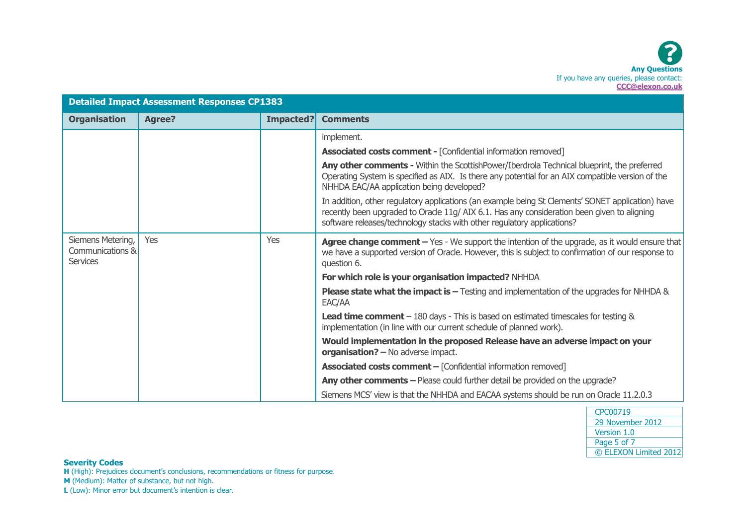**Any Questions**
If you have any queries, please contact:
**CCC@elexon.co.uk**

| Detailed Impact Assessment Responses CP1383 | | | |
|---|---|---|---|
| **Organisation** | **Agree?** | **Impacted?** | **Comments** |
| | | | implement.<br><br>**Associated costs comment -** [Confidential information removed]<br><br>**Any other comments -** Within the ScottishPower/Iberdrola Technical blueprint, the preferred Operating System is specified as AIX. Is there any potential for an AIX compatible version of the NHHDA EAC/AA application being developed?<br><br>In addition, other regulatory applications (an example being St Clements' SONET application) have recently been upgraded to Oracle 11g/ AIX 6.1. Has any consideration been given to aligning software releases/technology stacks with other regulatory applications? |
| Siemens Metering, Communications & Services | Yes | Yes | **Agree change comment –** Yes - We support the intention of the upgrade, as it would ensure that we have a supported version of Oracle. However, this is subject to confirmation of our response to question 6.<br><br>**For which role is your organisation impacted?** NHHDA<br><br>**Please state what the impact is –** Testing and implementation of the upgrades for NHHDA & EAC/AA<br><br>**Lead time comment** – 180 days - This is based on estimated timescales for testing & implementation (in line with our current schedule of planned work).<br><br>**Would implementation in the proposed Release have an adverse impact on your organisation? –** No adverse impact.<br><br>**Associated costs comment –** [Confidential information removed]<br><br>**Any other comments –** Please could further detail be provided on the upgrade?<br><br>Siemens MCS' view is that the NHHDA and EACAA systems should be run on Oracle 11.2.0.3 |

| |
|---|
| CPC00719 |
| 29 November 2012 |
| Version 1.0 |
| © ELEXON Limited 2012 |

**Severity Codes**
**H** (High): Prejudices document's conclusions, recommendations or fitness for purpose.
**M** (Medium): Matter of substance, but not high.
**L** (Low): Minor error but document's intention is clear.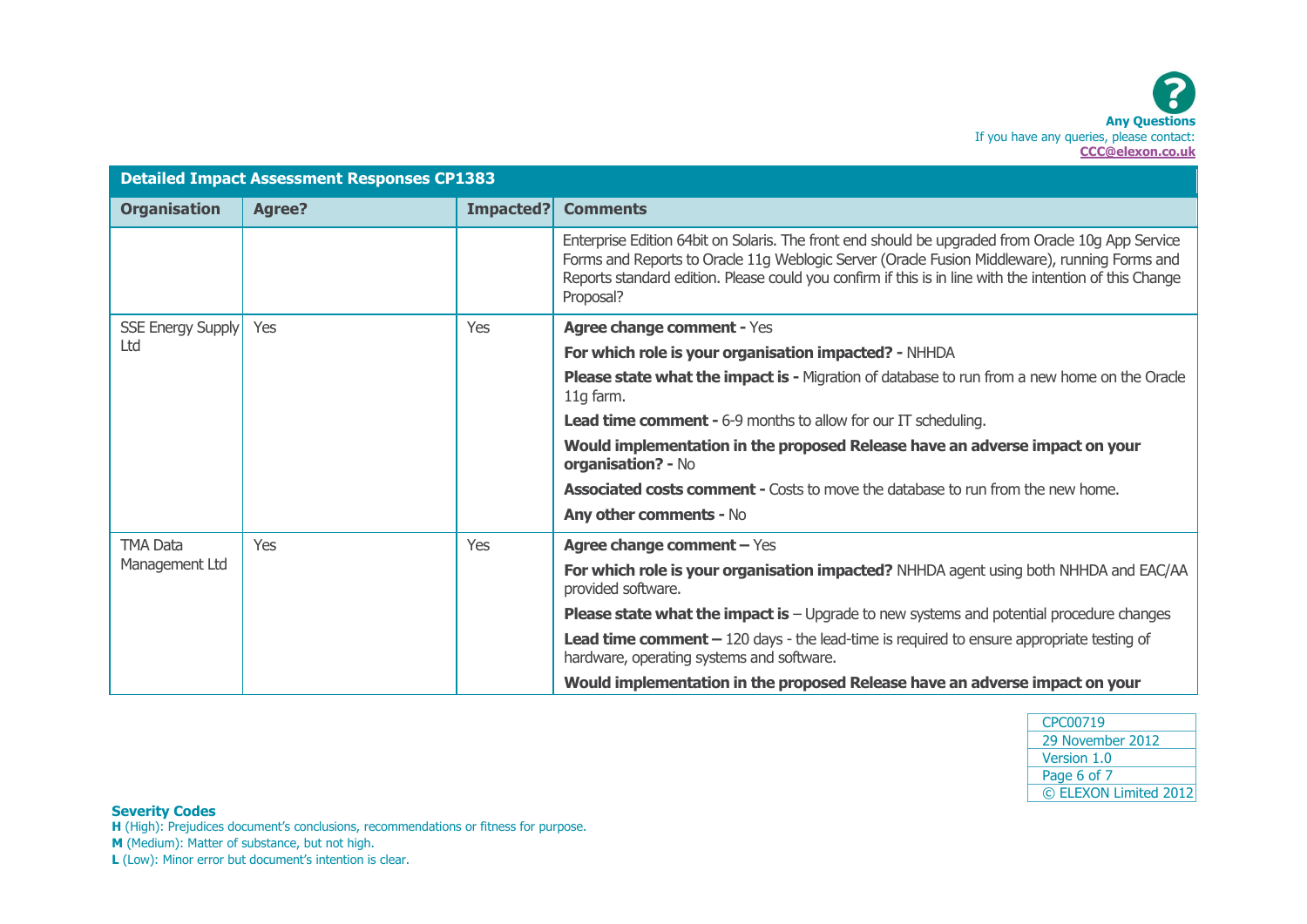**Any Questions**
If you have any queries, please contact:
**CCC@elexon.co.uk**

| Detailed Impact Assessment Responses CP1383 | | | |
|---|---|---|---|
| **Organisation** | **Agree?** | **Impacted?** | **Comments** |
| | | | Enterprise Edition 64bit on Solaris. The front end should be upgraded from Oracle 10g App Service Forms and Reports to Oracle 11g Weblogic Server (Oracle Fusion Middleware), running Forms and Reports standard edition. Please could you confirm if this is in line with the intention of this Change Proposal? |
| SSE Energy Supply Ltd | Yes | Yes | **Agree change comment -** Yes<br>**For which role is your organisation impacted? -** NHHDA<br>**Please state what the impact is -** Migration of database to run from a new home on the Oracle 11g farm.<br>**Lead time comment -** 6-9 months to allow for our IT scheduling.<br>**Would implementation in the proposed Release have an adverse impact on your organisation? -** No<br>**Associated costs comment -** Costs to move the database to run from the new home.<br>**Any other comments -** No |
| TMA Data Management Ltd | Yes | Yes | **Agree change comment –** Yes<br>**For which role is your organisation impacted?** NHHDA agent using both NHHDA and EAC/AA provided software.<br>**Please state what the impact is** – Upgrade to new systems and potential procedure changes<br>**Lead time comment –** 120 days - the lead-time is required to ensure appropriate testing of hardware, operating systems and software.<br>**Would implementation in the proposed Release have an adverse impact on your** |

**Severity Codes**
**H** (High): Prejudices document's conclusions, recommendations or fitness for purpose.
**M** (Medium): Matter of substance, but not high.
**L** (Low): Minor error but document's intention is clear.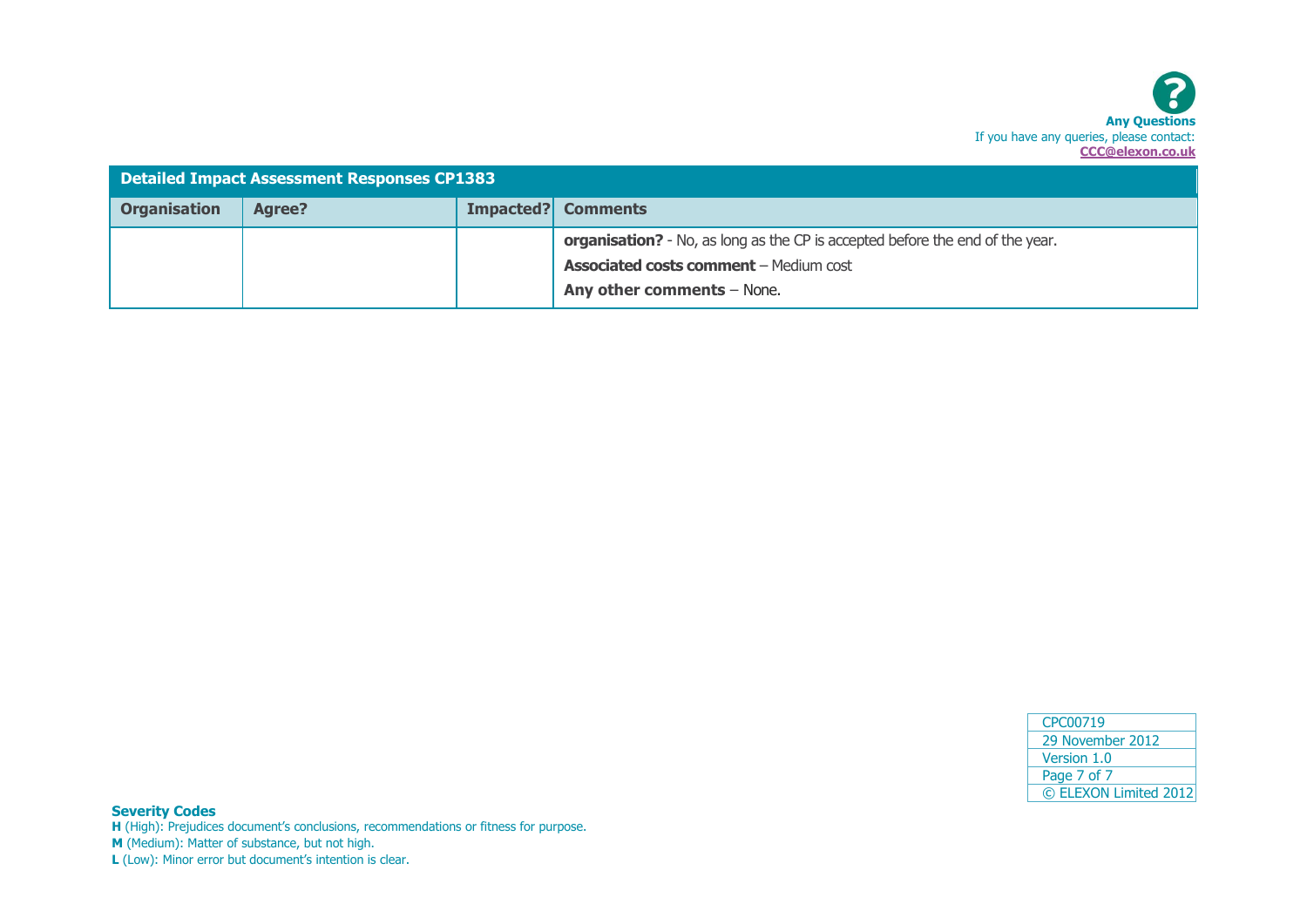**Any Questions**
If you have any queries, please contact:
**CCC@elexon.co.uk**

| Detailed Impact Assessment Responses CP1383 | | | |
|---|---|---|---|
| **Organisation** | **Agree?** | **Impacted?** | **Comments** |
| | | | **organisation?** - No, as long as the CP is accepted before the end of the year.<br>**Associated costs comment** – Medium cost<br>**Any other comments** – None. |

**Severity Codes**
**H** (High): Prejudices document's conclusions, recommendations or fitness for purpose.
**M** (Medium): Matter of substance, but not high.
**L** (Low): Minor error but document's intention is clear.